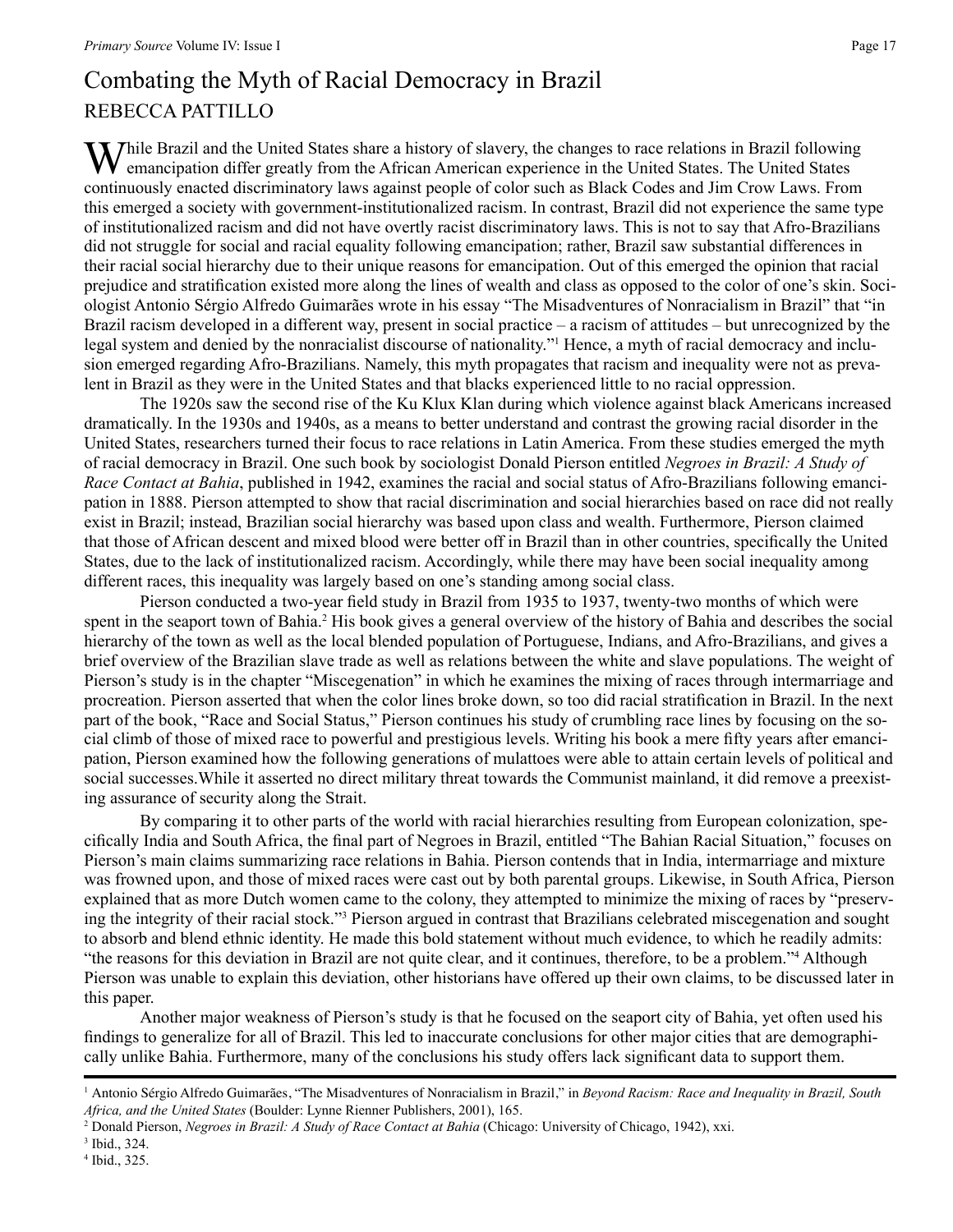# Combating the Myth of Racial Democracy in Brazil

## REBECCA PATTILLO

While Brazil and the United States share a history of slavery, the changes to race relations in Brazil following emancipation differ greatly from the African American experience in the United States. The United States continuously enacted discriminatory laws against people of color such as Black Codes and Jim Crow Laws. From this emerged a society with government-institutionalized racism. In contrast, Brazil did not experience the same type of institutionalized racism and did not have overtly racist discriminatory laws. This is not to say that Afro-Brazilians did not struggle for social and racial equality following emancipation; rather, Brazil saw substantial differences in their racial social hierarchy due to their unique reasons for emancipation. Out of this emerged the opinion that racial prejudice and stratification existed more along the lines of wealth and class as opposed to the color of one's skin. Sociologist Antonio Sérgio Alfredo Guimarães wrote in his essay "The Misadventures of Nonracialism in Brazil" that "in Brazil racism developed in a different way, present in social practice – a racism of attitudes – but unrecognized by the legal system and denied by the nonracialist discourse of nationality."[1] Hence, a myth of racial democracy and inclusion emerged regarding Afro-Brazilians. Namely, this myth propagates that racism and inequality were not as prevalent in Brazil as they were in the United States and that blacks experienced little to no racial oppression.

The 1920s saw the second rise of the Ku Klux Klan during which violence against black Americans increased dramatically. In the 1930s and 1940s, as a means to better understand and contrast the growing racial disorder in the United States, researchers turned their focus to race relations in Latin America. From these studies emerged the myth of racial democracy in Brazil. One such book by sociologist Donald Pierson entitled *Negroes in Brazil: A Study of Race Contact at Bahia*, published in 1942, examines the racial and social status of Afro-Brazilians following emancipation in 1888. Pierson attempted to show that racial discrimination and social hierarchies based on race did not really exist in Brazil; instead, Brazilian social hierarchy was based upon class and wealth. Furthermore, Pierson claimed that those of African descent and mixed blood were better off in Brazil than in other countries, specifically the United States, due to the lack of institutionalized racism. Accordingly, while there may have been social inequality among different races, this inequality was largely based on one's standing among social class.

Pierson conducted a two-year field study in Brazil from 1935 to 1937, twenty-two months of which were spent in the seaport town of Bahia.[2] His book gives a general overview of the history of Bahia and describes the social hierarchy of the town as well as the local blended population of Portuguese, Indians, and Afro-Brazilians, and gives a brief overview of the Brazilian slave trade as well as relations between the white and slave populations. The weight of Pierson's study is in the chapter "Miscegenation" in which he examines the mixing of races through intermarriage and procreation. Pierson asserted that when the color lines broke down, so too did racial stratification in Brazil. In the next part of the book, "Race and Social Status," Pierson continues his study of crumbling race lines by focusing on the social climb of those of mixed race to powerful and prestigious levels. Writing his book a mere fifty years after emancipation, Pierson examined how the following generations of mulattoes were able to attain certain levels of political and social successes.While it asserted no direct military threat towards the Communist mainland, it did remove a preexisting assurance of security along the Strait.

By comparing it to other parts of the world with racial hierarchies resulting from European colonization, specifically India and South Africa, the final part of Negroes in Brazil, entitled "The Bahian Racial Situation," focuses on Pierson's main claims summarizing race relations in Bahia. Pierson contends that in India, intermarriage and mixture was frowned upon, and those of mixed races were cast out by both parental groups. Likewise, in South Africa, Pierson explained that as more Dutch women came to the colony, they attempted to minimize the mixing of races by "preserving the integrity of their racial stock."[3] Pierson argued in contrast that Brazilians celebrated miscegenation and sought to absorb and blend ethnic identity. He made this bold statement without much evidence, to which he readily admits: "the reasons for this deviation in Brazil are not quite clear, and it continues, therefore, to be a problem."[4] Although Pierson was unable to explain this deviation, other historians have offered up their own claims, to be discussed later in this paper.

Another major weakness of Pierson's study is that he focused on the seaport city of Bahia, yet often used his findings to generalize for all of Brazil. This led to inaccurate conclusions for other major cities that are demographically unlike Bahia. Furthermore, many of the conclusions his study offers lack significant data to support them.

---

[1] Antonio Sérgio Alfredo Guimarães, "The Misadventures of Nonracialism in Brazil," in *Beyond Racism: Race and Inequality in Brazil, South Africa, and the United States* (Boulder: Lynne Rienner Publishers, 2001), 165.

[2] Donald Pierson, *Negroes in Brazil: A Study of Race Contact at Bahia* (Chicago: University of Chicago, 1942), xxi.

[3] Ibid., 324.

[4] Ibid., 325.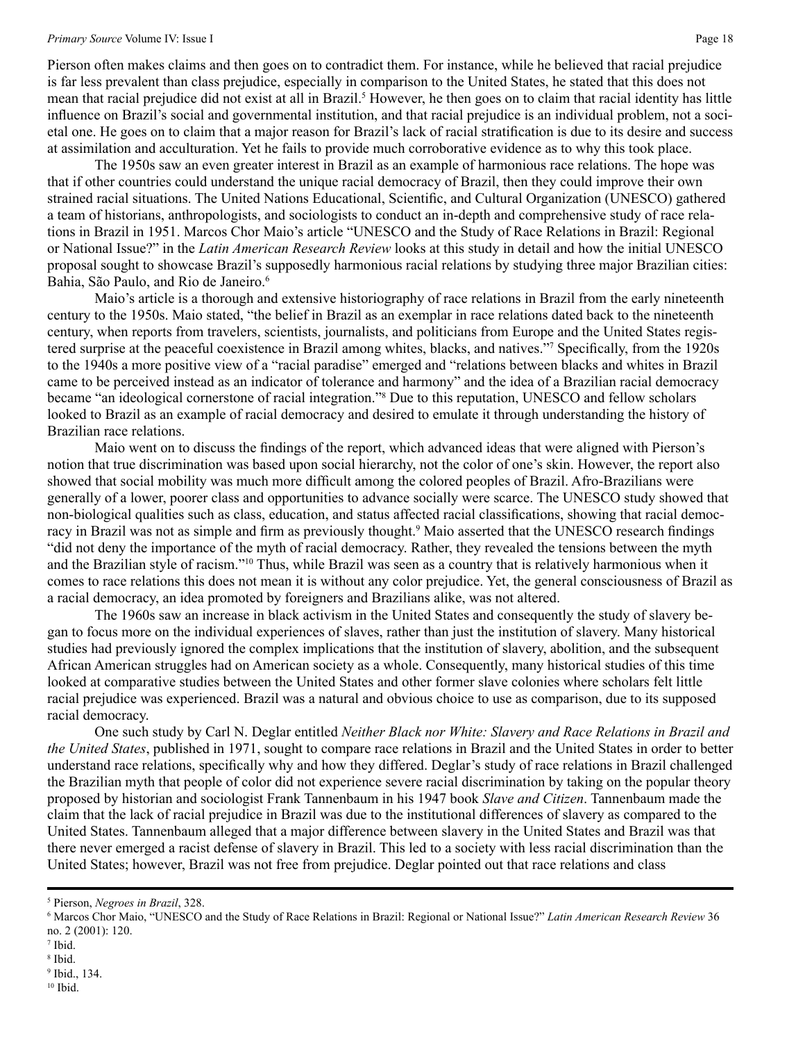Pierson often makes claims and then goes on to contradict them. For instance, while he believed that racial prejudice is far less prevalent than class prejudice, especially in comparison to the United States, he stated that this does not mean that racial prejudice did not exist at all in Brazil.[5] However, he then goes on to claim that racial identity has little influence on Brazil's social and governmental institution, and that racial prejudice is an individual problem, not a societal one. He goes on to claim that a major reason for Brazil's lack of racial stratification is due to its desire and success at assimilation and acculturation. Yet he fails to provide much corroborative evidence as to why this took place.

The 1950s saw an even greater interest in Brazil as an example of harmonious race relations. The hope was that if other countries could understand the unique racial democracy of Brazil, then they could improve their own strained racial situations. The United Nations Educational, Scientific, and Cultural Organization (UNESCO) gathered a team of historians, anthropologists, and sociologists to conduct an in-depth and comprehensive study of race relations in Brazil in 1951. Marcos Chor Maio's article "UNESCO and the Study of Race Relations in Brazil: Regional or National Issue?" in the *Latin American Research Review* looks at this study in detail and how the initial UNESCO proposal sought to showcase Brazil's supposedly harmonious racial relations by studying three major Brazilian cities: Bahia, São Paulo, and Rio de Janeiro.[6]

Maio's article is a thorough and extensive historiography of race relations in Brazil from the early nineteenth century to the 1950s. Maio stated, "the belief in Brazil as an exemplar in race relations dated back to the nineteenth century, when reports from travelers, scientists, journalists, and politicians from Europe and the United States registered surprise at the peaceful coexistence in Brazil among whites, blacks, and natives."[7] Specifically, from the 1920s to the 1940s a more positive view of a "racial paradise" emerged and "relations between blacks and whites in Brazil came to be perceived instead as an indicator of tolerance and harmony" and the idea of a Brazilian racial democracy became "an ideological cornerstone of racial integration."[8] Due to this reputation, UNESCO and fellow scholars looked to Brazil as an example of racial democracy and desired to emulate it through understanding the history of Brazilian race relations.

Maio went on to discuss the findings of the report, which advanced ideas that were aligned with Pierson's notion that true discrimination was based upon social hierarchy, not the color of one's skin. However, the report also showed that social mobility was much more difficult among the colored peoples of Brazil. Afro-Brazilians were generally of a lower, poorer class and opportunities to advance socially were scarce. The UNESCO study showed that non-biological qualities such as class, education, and status affected racial classifications, showing that racial democracy in Brazil was not as simple and firm as previously thought.[9] Maio asserted that the UNESCO research findings "did not deny the importance of the myth of racial democracy. Rather, they revealed the tensions between the myth and the Brazilian style of racism."[10] Thus, while Brazil was seen as a country that is relatively harmonious when it comes to race relations this does not mean it is without any color prejudice. Yet, the general consciousness of Brazil as a racial democracy, an idea promoted by foreigners and Brazilians alike, was not altered.

The 1960s saw an increase in black activism in the United States and consequently the study of slavery began to focus more on the individual experiences of slaves, rather than just the institution of slavery. Many historical studies had previously ignored the complex implications that the institution of slavery, abolition, and the subsequent African American struggles had on American society as a whole. Consequently, many historical studies of this time looked at comparative studies between the United States and other former slave colonies where scholars felt little racial prejudice was experienced. Brazil was a natural and obvious choice to use as comparison, due to its supposed racial democracy.

One such study by Carl N. Deglar entitled *Neither Black nor White: Slavery and Race Relations in Brazil and the United States*, published in 1971, sought to compare race relations in Brazil and the United States in order to better understand race relations, specifically why and how they differed. Deglar's study of race relations in Brazil challenged the Brazilian myth that people of color did not experience severe racial discrimination by taking on the popular theory proposed by historian and sociologist Frank Tannenbaum in his 1947 book *Slave and Citizen*. Tannenbaum made the claim that the lack of racial prejudice in Brazil was due to the institutional differences of slavery as compared to the United States. Tannenbaum alleged that a major difference between slavery in the United States and Brazil was that there never emerged a racist defense of slavery in Brazil. This led to a society with less racial discrimination than the United States; however, Brazil was not free from prejudice. Deglar pointed out that race relations and class

---

[5] Pierson, *Negroes in Brazil*, 328.

[6] Marcos Chor Maio, "UNESCO and the Study of Race Relations in Brazil: Regional or National Issue?" *Latin American Research Review* 36 no. 2 (2001): 120.

[7] Ibid.

[8] Ibid.

[9] Ibid., 134.

[10] Ibid.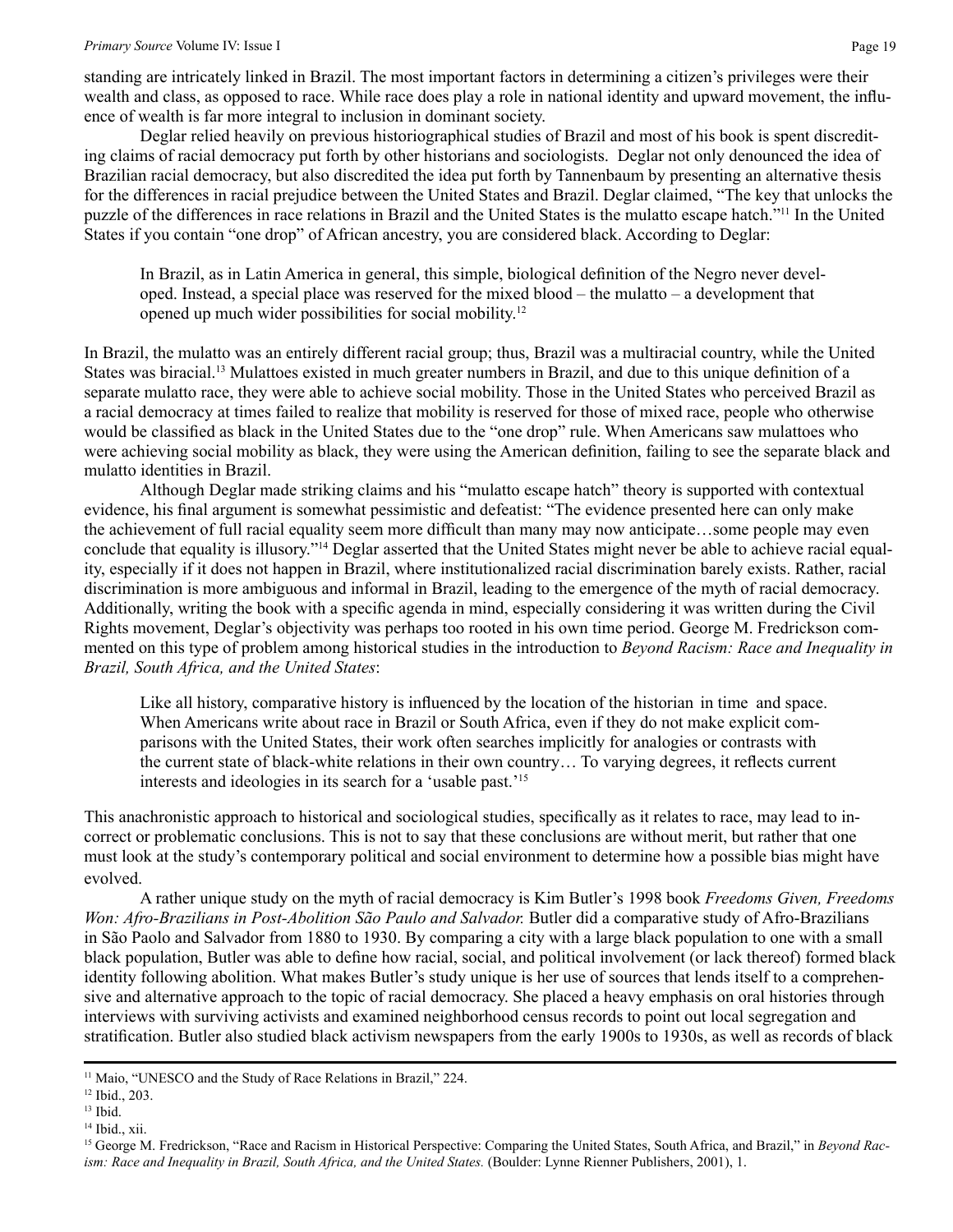standing are intricately linked in Brazil. The most important factors in determining a citizen's privileges were their wealth and class, as opposed to race. While race does play a role in national identity and upward movement, the influence of wealth is far more integral to inclusion in dominant society.

Deglar relied heavily on previous historiographical studies of Brazil and most of his book is spent discrediting claims of racial democracy put forth by other historians and sociologists. Deglar not only denounced the idea of Brazilian racial democracy, but also discredited the idea put forth by Tannenbaum by presenting an alternative thesis for the differences in racial prejudice between the United States and Brazil. Deglar claimed, "The key that unlocks the puzzle of the differences in race relations in Brazil and the United States is the mulatto escape hatch."[11] In the United States if you contain "one drop" of African ancestry, you are considered black. According to Deglar:

> In Brazil, as in Latin America in general, this simple, biological definition of the Negro never developed. Instead, a special place was reserved for the mixed blood – the mulatto – a development that opened up much wider possibilities for social mobility.[12]

In Brazil, the mulatto was an entirely different racial group; thus, Brazil was a multiracial country, while the United States was biracial.[13] Mulattoes existed in much greater numbers in Brazil, and due to this unique definition of a separate mulatto race, they were able to achieve social mobility. Those in the United States who perceived Brazil as a racial democracy at times failed to realize that mobility is reserved for those of mixed race, people who otherwise would be classified as black in the United States due to the "one drop" rule. When Americans saw mulattoes who were achieving social mobility as black, they were using the American definition, failing to see the separate black and mulatto identities in Brazil.

Although Deglar made striking claims and his "mulatto escape hatch" theory is supported with contextual evidence, his final argument is somewhat pessimistic and defeatist: "The evidence presented here can only make the achievement of full racial equality seem more difficult than many may now anticipate…some people may even conclude that equality is illusory."[14] Deglar asserted that the United States might never be able to achieve racial equality, especially if it does not happen in Brazil, where institutionalized racial discrimination barely exists. Rather, racial discrimination is more ambiguous and informal in Brazil, leading to the emergence of the myth of racial democracy. Additionally, writing the book with a specific agenda in mind, especially considering it was written during the Civil Rights movement, Deglar's objectivity was perhaps too rooted in his own time period. George M. Fredrickson commented on this type of problem among historical studies in the introduction to *Beyond Racism: Race and Inequality in Brazil, South Africa, and the United States*:

> Like all history, comparative history is influenced by the location of the historian in time and space. When Americans write about race in Brazil or South Africa, even if they do not make explicit comparisons with the United States, their work often searches implicitly for analogies or contrasts with the current state of black-white relations in their own country… To varying degrees, it reflects current interests and ideologies in its search for a 'usable past.'[15]

This anachronistic approach to historical and sociological studies, specifically as it relates to race, may lead to incorrect or problematic conclusions. This is not to say that these conclusions are without merit, but rather that one must look at the study's contemporary political and social environment to determine how a possible bias might have evolved.

A rather unique study on the myth of racial democracy is Kim Butler's 1998 book *Freedoms Given, Freedoms Won: Afro-Brazilians in Post-Abolition São Paulo and Salvador.* Butler did a comparative study of Afro-Brazilians in São Paolo and Salvador from 1880 to 1930. By comparing a city with a large black population to one with a small black population, Butler was able to define how racial, social, and political involvement (or lack thereof) formed black identity following abolition. What makes Butler's study unique is her use of sources that lends itself to a comprehensive and alternative approach to the topic of racial democracy. She placed a heavy emphasis on oral histories through interviews with surviving activists and examined neighborhood census records to point out local segregation and stratification. Butler also studied black activism newspapers from the early 1900s to 1930s, as well as records of black

---

[11] Maio, "UNESCO and the Study of Race Relations in Brazil," 224.

[12] Ibid., 203.

[13] Ibid.

[14] Ibid., xii.

[15] George M. Fredrickson, "Race and Racism in Historical Perspective: Comparing the United States, South Africa, and Brazil," in *Beyond Racism: Race and Inequality in Brazil, South Africa, and the United States.* (Boulder: Lynne Rienner Publishers, 2001), 1.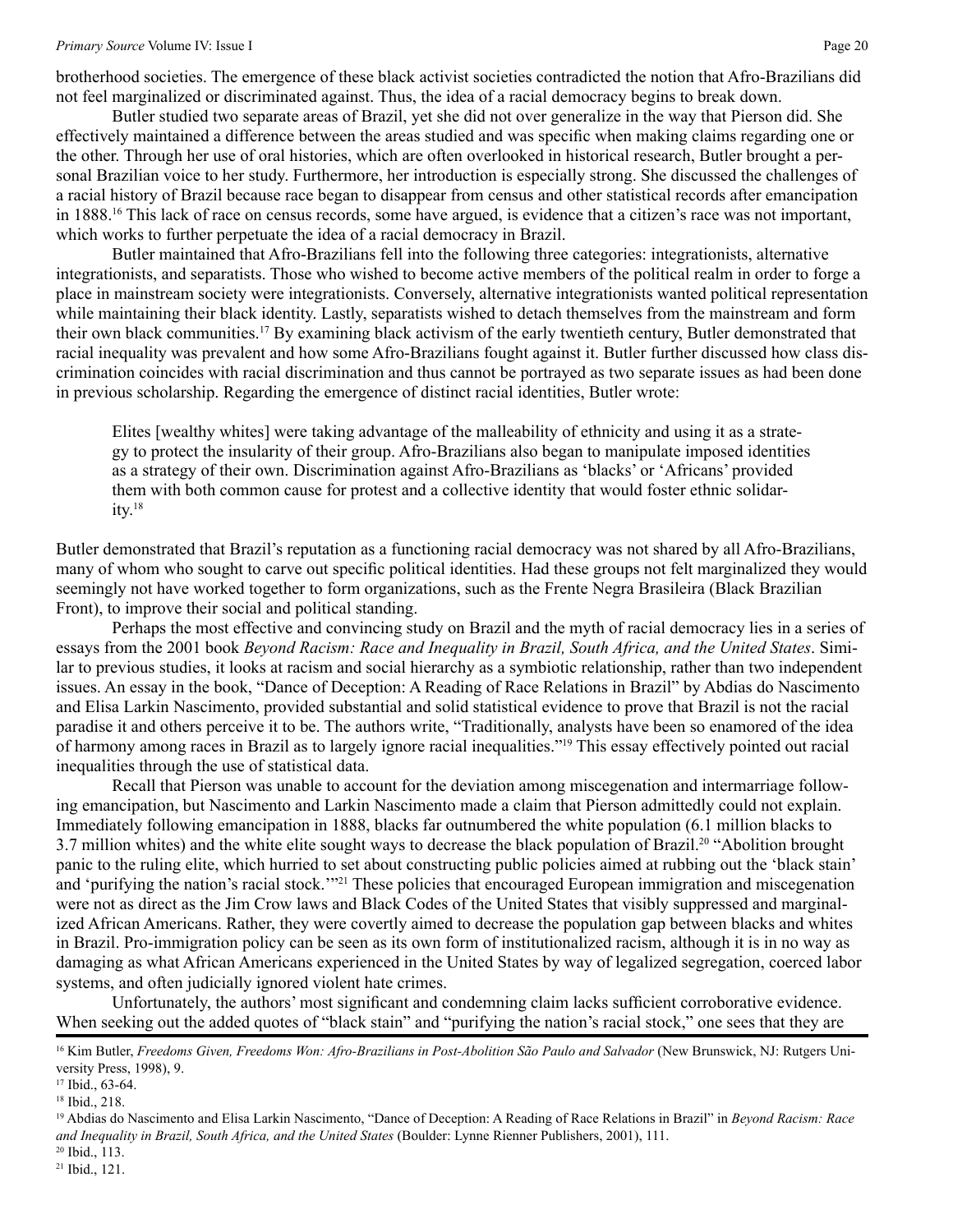brotherhood societies. The emergence of these black activist societies contradicted the notion that Afro-Brazilians did not feel marginalized or discriminated against. Thus, the idea of a racial democracy begins to break down.

Butler studied two separate areas of Brazil, yet she did not over generalize in the way that Pierson did. She effectively maintained a difference between the areas studied and was specific when making claims regarding one or the other. Through her use of oral histories, which are often overlooked in historical research, Butler brought a personal Brazilian voice to her study. Furthermore, her introduction is especially strong. She discussed the challenges of a racial history of Brazil because race began to disappear from census and other statistical records after emancipation in 1888.[16] This lack of race on census records, some have argued, is evidence that a citizen's race was not important, which works to further perpetuate the idea of a racial democracy in Brazil.

Butler maintained that Afro-Brazilians fell into the following three categories: integrationists, alternative integrationists, and separatists. Those who wished to become active members of the political realm in order to forge a place in mainstream society were integrationists. Conversely, alternative integrationists wanted political representation while maintaining their black identity. Lastly, separatists wished to detach themselves from the mainstream and form their own black communities.[17] By examining black activism of the early twentieth century, Butler demonstrated that racial inequality was prevalent and how some Afro-Brazilians fought against it. Butler further discussed how class discrimination coincides with racial discrimination and thus cannot be portrayed as two separate issues as had been done in previous scholarship. Regarding the emergence of distinct racial identities, Butler wrote:

> Elites [wealthy whites] were taking advantage of the malleability of ethnicity and using it as a strategy to protect the insularity of their group. Afro-Brazilians also began to manipulate imposed identities as a strategy of their own. Discrimination against Afro-Brazilians as 'blacks' or 'Africans' provided them with both common cause for protest and a collective identity that would foster ethnic solidarity.[18]

Butler demonstrated that Brazil's reputation as a functioning racial democracy was not shared by all Afro-Brazilians, many of whom who sought to carve out specific political identities. Had these groups not felt marginalized they would seemingly not have worked together to form organizations, such as the Frente Negra Brasileira (Black Brazilian Front), to improve their social and political standing.

Perhaps the most effective and convincing study on Brazil and the myth of racial democracy lies in a series of essays from the 2001 book *Beyond Racism: Race and Inequality in Brazil, South Africa, and the United States*. Similar to previous studies, it looks at racism and social hierarchy as a symbiotic relationship, rather than two independent issues. An essay in the book, "Dance of Deception: A Reading of Race Relations in Brazil" by Abdias do Nascimento and Elisa Larkin Nascimento, provided substantial and solid statistical evidence to prove that Brazil is not the racial paradise it and others perceive it to be. The authors write, "Traditionally, analysts have been so enamored of the idea of harmony among races in Brazil as to largely ignore racial inequalities."[19] This essay effectively pointed out racial inequalities through the use of statistical data.

Recall that Pierson was unable to account for the deviation among miscegenation and intermarriage following emancipation, but Nascimento and Larkin Nascimento made a claim that Pierson admittedly could not explain. Immediately following emancipation in 1888, blacks far outnumbered the white population (6.1 million blacks to 3.7 million whites) and the white elite sought ways to decrease the black population of Brazil.[20] "Abolition brought panic to the ruling elite, which hurried to set about constructing public policies aimed at rubbing out the 'black stain' and 'purifying the nation's racial stock.'"[21] These policies that encouraged European immigration and miscegenation were not as direct as the Jim Crow laws and Black Codes of the United States that visibly suppressed and marginalized African Americans. Rather, they were covertly aimed to decrease the population gap between blacks and whites in Brazil. Pro-immigration policy can be seen as its own form of institutionalized racism, although it is in no way as damaging as what African Americans experienced in the United States by way of legalized segregation, coerced labor systems, and often judicially ignored violent hate crimes.

Unfortunately, the authors' most significant and condemning claim lacks sufficient corroborative evidence. When seeking out the added quotes of "black stain" and "purifying the nation's racial stock," one sees that they are

---

[16] Kim Butler, *Freedoms Given, Freedoms Won: Afro-Brazilians in Post-Abolition São Paulo and Salvador* (New Brunswick, NJ: Rutgers University Press, 1998), 9.

[17] Ibid., 63-64.

[18] Ibid., 218.

[19] Abdias do Nascimento and Elisa Larkin Nascimento, "Dance of Deception: A Reading of Race Relations in Brazil" in *Beyond Racism: Race and Inequality in Brazil, South Africa, and the United States* (Boulder: Lynne Rienner Publishers, 2001), 111.

[20] Ibid., 113.

[21] Ibid., 121.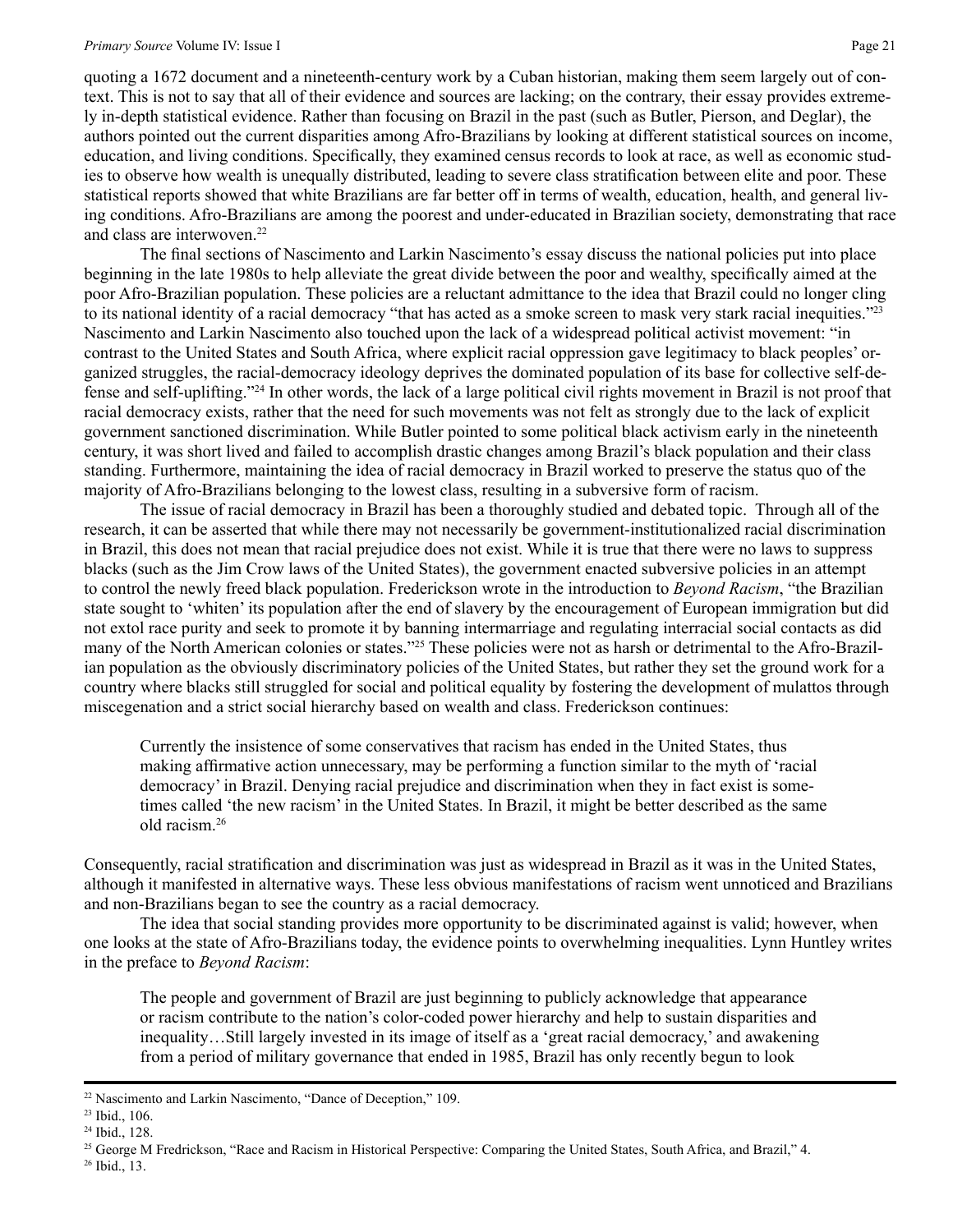quoting a 1672 document and a nineteenth-century work by a Cuban historian, making them seem largely out of context. This is not to say that all of their evidence and sources are lacking; on the contrary, their essay provides extremely in-depth statistical evidence. Rather than focusing on Brazil in the past (such as Butler, Pierson, and Deglar), the authors pointed out the current disparities among Afro-Brazilians by looking at different statistical sources on income, education, and living conditions. Specifically, they examined census records to look at race, as well as economic studies to observe how wealth is unequally distributed, leading to severe class stratification between elite and poor. These statistical reports showed that white Brazilians are far better off in terms of wealth, education, health, and general living conditions. Afro-Brazilians are among the poorest and under-educated in Brazilian society, demonstrating that race and class are interwoven.[22]

The final sections of Nascimento and Larkin Nascimento's essay discuss the national policies put into place beginning in the late 1980s to help alleviate the great divide between the poor and wealthy, specifically aimed at the poor Afro-Brazilian population. These policies are a reluctant admittance to the idea that Brazil could no longer cling to its national identity of a racial democracy "that has acted as a smoke screen to mask very stark racial inequities."[23] Nascimento and Larkin Nascimento also touched upon the lack of a widespread political activist movement: "in contrast to the United States and South Africa, where explicit racial oppression gave legitimacy to black peoples' organized struggles, the racial-democracy ideology deprives the dominated population of its base for collective self-defense and self-uplifting."[24] In other words, the lack of a large political civil rights movement in Brazil is not proof that racial democracy exists, rather that the need for such movements was not felt as strongly due to the lack of explicit government sanctioned discrimination. While Butler pointed to some political black activism early in the nineteenth century, it was short lived and failed to accomplish drastic changes among Brazil's black population and their class standing. Furthermore, maintaining the idea of racial democracy in Brazil worked to preserve the status quo of the majority of Afro-Brazilians belonging to the lowest class, resulting in a subversive form of racism.

The issue of racial democracy in Brazil has been a thoroughly studied and debated topic. Through all of the research, it can be asserted that while there may not necessarily be government-institutionalized racial discrimination in Brazil, this does not mean that racial prejudice does not exist. While it is true that there were no laws to suppress blacks (such as the Jim Crow laws of the United States), the government enacted subversive policies in an attempt to control the newly freed black population. Frederickson wrote in the introduction to *Beyond Racism*, "the Brazilian state sought to 'whiten' its population after the end of slavery by the encouragement of European immigration but did not extol race purity and seek to promote it by banning intermarriage and regulating interracial social contacts as did many of the North American colonies or states."[25] These policies were not as harsh or detrimental to the Afro-Brazilian population as the obviously discriminatory policies of the United States, but rather they set the ground work for a country where blacks still struggled for social and political equality by fostering the development of mulattos through miscegenation and a strict social hierarchy based on wealth and class. Frederickson continues:

> Currently the insistence of some conservatives that racism has ended in the United States, thus making affirmative action unnecessary, may be performing a function similar to the myth of 'racial democracy' in Brazil. Denying racial prejudice and discrimination when they in fact exist is sometimes called 'the new racism' in the United States. In Brazil, it might be better described as the same old racism.[26]

Consequently, racial stratification and discrimination was just as widespread in Brazil as it was in the United States, although it manifested in alternative ways. These less obvious manifestations of racism went unnoticed and Brazilians and non-Brazilians began to see the country as a racial democracy.

The idea that social standing provides more opportunity to be discriminated against is valid; however, when one looks at the state of Afro-Brazilians today, the evidence points to overwhelming inequalities. Lynn Huntley writes in the preface to *Beyond Racism*:

> The people and government of Brazil are just beginning to publicly acknowledge that appearance or racism contribute to the nation's color-coded power hierarchy and help to sustain disparities and inequality…Still largely invested in its image of itself as a 'great racial democracy,' and awakening from a period of military governance that ended in 1985, Brazil has only recently begun to look

---

[22] Nascimento and Larkin Nascimento, "Dance of Deception," 109.

[23] Ibid., 106.

[24] Ibid., 128.

[25] George M Fredrickson, "Race and Racism in Historical Perspective: Comparing the United States, South Africa, and Brazil," 4.

[26] Ibid., 13.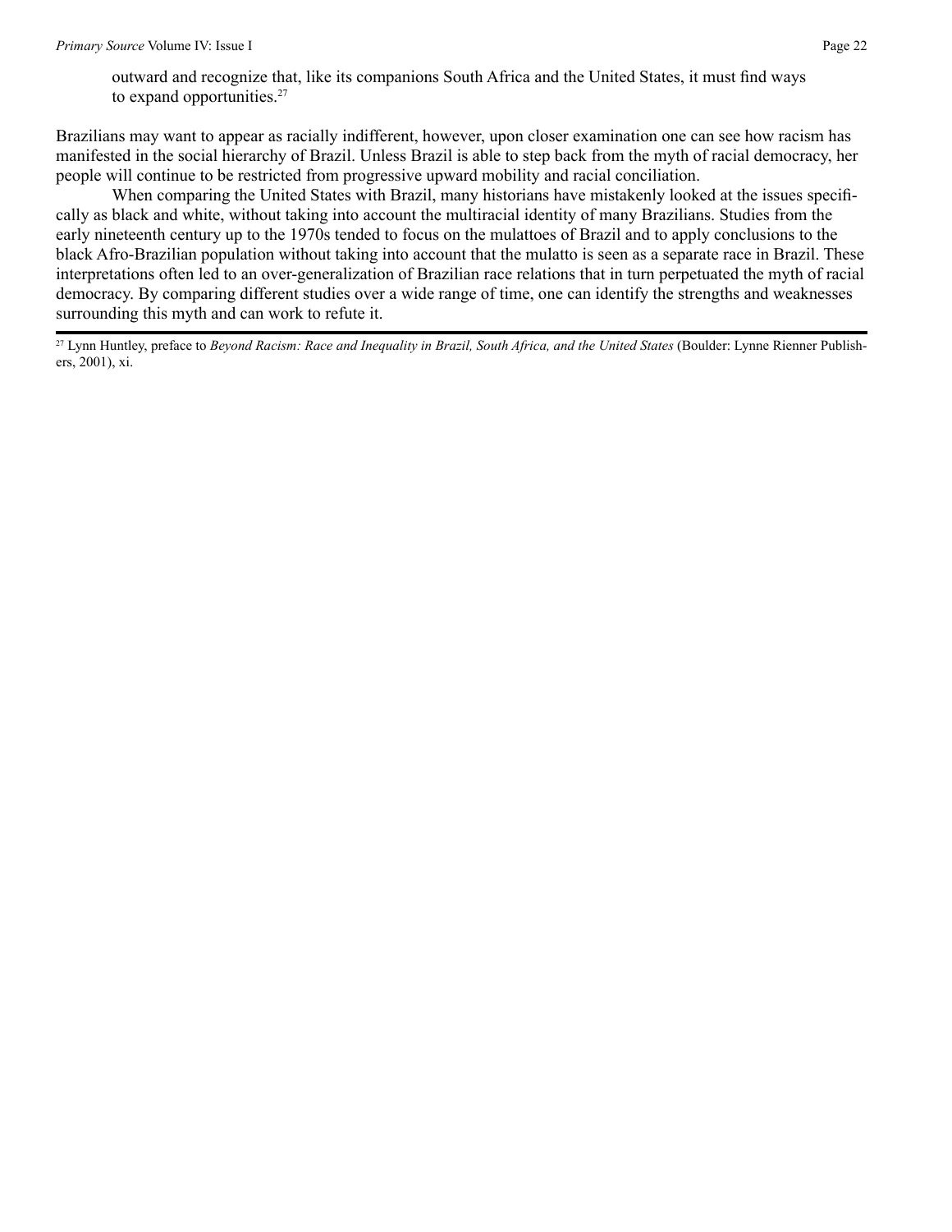> outward and recognize that, like its companions South Africa and the United States, it must find ways to expand opportunities.[27]

Brazilians may want to appear as racially indifferent, however, upon closer examination one can see how racism has manifested in the social hierarchy of Brazil. Unless Brazil is able to step back from the myth of racial democracy, her people will continue to be restricted from progressive upward mobility and racial conciliation.

When comparing the United States with Brazil, many historians have mistakenly looked at the issues specifically as black and white, without taking into account the multiracial identity of many Brazilians. Studies from the early nineteenth century up to the 1970s tended to focus on the mulattoes of Brazil and to apply conclusions to the black Afro-Brazilian population without taking into account that the mulatto is seen as a separate race in Brazil. These interpretations often led to an over-generalization of Brazilian race relations that in turn perpetuated the myth of racial democracy. By comparing different studies over a wide range of time, one can identify the strengths and weaknesses surrounding this myth and can work to refute it.

---

[27] Lynn Huntley, preface to *Beyond Racism: Race and Inequality in Brazil, South Africa, and the United States* (Boulder: Lynne Rienner Publishers, 2001), xi.